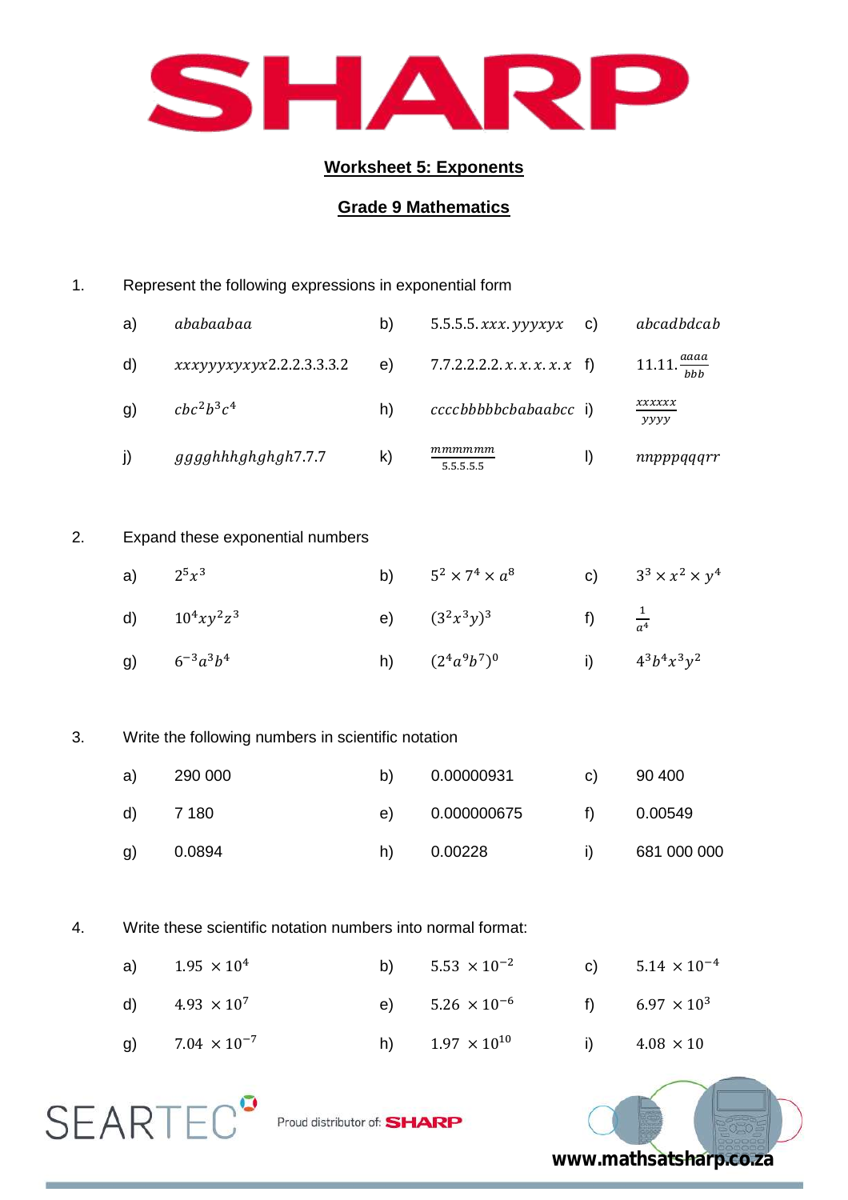SHARP

## Worksheet 5: Exponents

## Grade 9 Mathematics

1. Represent the following expressions in exponential form

| | | | | | |
|---|---|---|---|---|---|
| a) | $ababaabaa$ | b) | $5.5.5.5.xxx.yyyxyx$ | c) | $abcadbdcab$ |
| d) | $xxxyyyxyxyx2.2.2.3.3.3.2$ | e) | $7.7.2.2.2.2.x.x.x.x.x$ | f) | $11.11.\frac{aaaa}{bbb}$ |
| g) | $cbc^2b^3c^4$ | h) | $ccccbbbbbcbabaabcc$ | i) | $\frac{xxxxxx}{yyyy}$ |
| j) | $gggghhhghghgh7.7.7$ | k) | $\frac{mmmmmm}{5.5.5.5.5}$ | l) | $nnpppqqqrr$ |

2. Expand these exponential numbers

| | | | | | |
|---|---|---|---|---|---|
| a) | $2^5x^3$ | b) | $5^2 \times 7^4 \times a^8$ | c) | $3^3 \times x^2 \times y^4$ |
| d) | $10^4xy^2z^3$ | e) | $(3^2x^3y)^3$ | f) | $\frac{1}{a^4}$ |
| g) | $6^{-3}a^3b^4$ | h) | $(2^4a^9b^7)^0$ | i) | $4^3b^4x^3y^2$ |

3. Write the following numbers in scientific notation

| | | | | | |
|---|---|---|---|---|---|
| a) | 290 000 | b) | 0.00000931 | c) | 90 400 |
| d) | 7 180 | e) | 0.000000675 | f) | 0.00549 |
| g) | 0.0894 | h) | 0.00228 | i) | 681 000 000 |

4. Write these scientific notation numbers into normal format:

| | | | | | |
|---|---|---|---|---|---|
| a) | $1.95 \times 10^4$ | b) | $5.53 \times 10^{-2}$ | c) | $5.14 \times 10^{-4}$ |
| d) | $4.93 \times 10^7$ | e) | $5.26 \times 10^{-6}$ | f) | $6.97 \times 10^3$ |
| g) | $7.04 \times 10^{-7}$ | h) | $1.97 \times 10^{10}$ | i) | $4.08 \times 10$ |

SEARTEC Proud distributor of: SHARP

www.mathsatsharp.co.za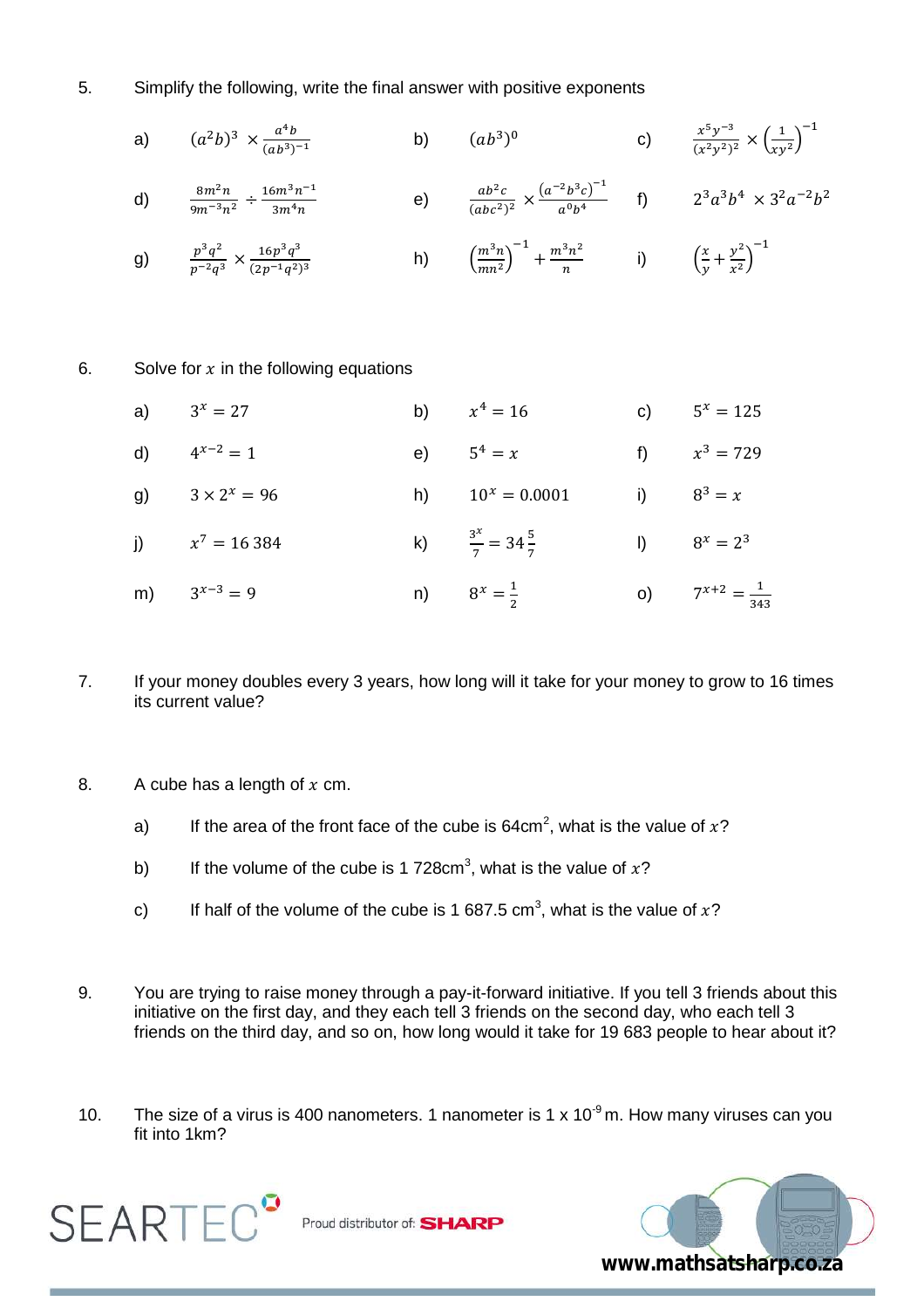5. Simplify the following, write the final answer with positive exponents

a) $(a^2b)^3 \times \frac{a^4b}{(ab^3)^{-1}}$

b) $(ab^3)^0$

c) $\frac{x^5y^{-3}}{(x^2y^2)^2} \times \left(\frac{1}{xy^2}\right)^{-1}$

d) $\frac{8m^2n}{9m^{-3}n^2} \div \frac{16m^3n^{-1}}{3m^4n}$

e) $\frac{ab^2c}{(abc^2)^2} \times \frac{\left(a^{-2}b^3c\right)^{-1}}{a^0b^4}$

f) $2^3a^3b^4 \times 3^2a^{-2}b^2$

g) $\frac{p^3q^2}{p^{-2}q^3} \times \frac{16p^3q^3}{(2p^{-1}q^2)^3}$

h) $\left(\frac{m^3n}{mn^2}\right)^{-1} + \frac{m^3n^2}{n}$

i) $\left(\frac{x}{y} + \frac{y^2}{x^2}\right)^{-1}$

6. Solve for $x$ in the following equations

a) $3^x = 27$

b) $x^4 = 16$

c) $5^x = 125$

d) $4^{x-2} = 1$

e) $5^4 = x$

f) $x^3 = 729$

g) $3 \times 2^x = 96$

h) $10^x = 0.0001$

i) $8^3 = x$

j) $x^7 = 16\,384$

k) $\frac{3^x}{7} = 34\frac{5}{7}$

l) $8^x = 2^3$

m) $3^{x-3} = 9$

n) $8^x = \frac{1}{2}$

o) $7^{x+2} = \frac{1}{343}$

7. If your money doubles every 3 years, how long will it take for your money to grow to 16 times its current value?

8. A cube has a length of $x$ cm.

a) If the area of the front face of the cube is 64cm$^2$, what is the value of $x$?

b) If the volume of the cube is 1 728cm$^3$, what is the value of $x$?

c) If half of the volume of the cube is 1 687.5 cm$^3$, what is the value of $x$?

9. You are trying to raise money through a pay-it-forward initiative. If you tell 3 friends about this initiative on the first day, and they each tell 3 friends on the second day, who each tell 3 friends on the third day, and so on, how long would it take for 19 683 people to hear about it?

10. The size of a virus is 400 nanometers. 1 nanometer is $1 \times 10^{-9}$ m. How many viruses can you fit into 1km?

SEARTEC Proud distributor of: SHARP

www.mathsatsharp.co.za